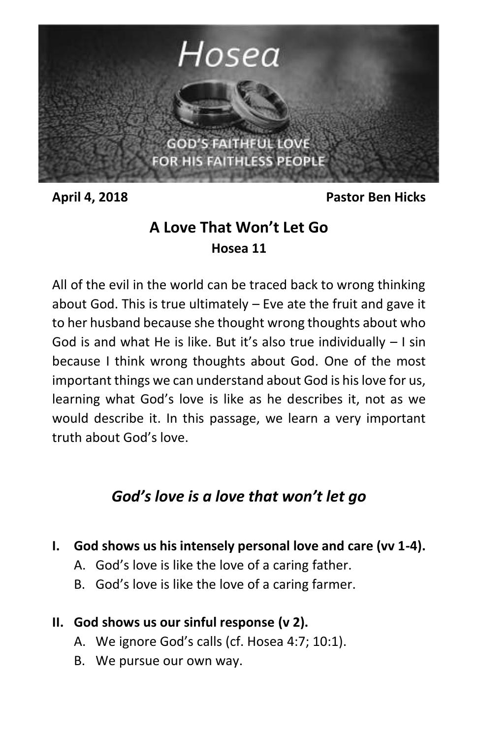Hosea

GOD'S FAITHFUL LOVE FOR HIS FAITHLESS PEOPLE

**April 4, 2018** **Pastor Ben Hicks**

# A Love That Won't Let Go

## Hosea 11

All of the evil in the world can be traced back to wrong thinking about God. This is true ultimately – Eve ate the fruit and gave it to her husband because she thought wrong thoughts about who God is and what He is like. But it's also true individually – I sin because I think wrong thoughts about God. One of the most important things we can understand about God is his love for us, learning what God's love is like as he describes it, not as we would describe it. In this passage, we learn a very important truth about God's love.

## *God's love is a love that won't let go*

**I. God shows us his intensely personal love and care (vv 1-4).**

A. God's love is like the love of a caring father.

B. God's love is like the love of a caring farmer.

**II. God shows us our sinful response (v 2).**

A. We ignore God's calls (cf. Hosea 4:7; 10:1).

B. We pursue our own way.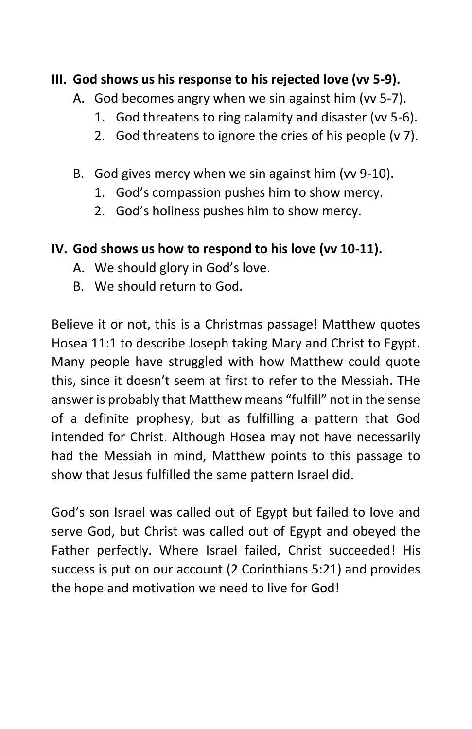**III. God shows us his response to his rejected love (vv 5-9).**

A. God becomes angry when we sin against him (vv 5-7).
   1. God threatens to ring calamity and disaster (vv 5-6).
   2. God threatens to ignore the cries of his people (v 7).

B. God gives mercy when we sin against him (vv 9-10).
   1. God's compassion pushes him to show mercy.
   2. God's holiness pushes him to show mercy.

**IV. God shows us how to respond to his love (vv 10-11).**

A. We should glory in God's love.
B. We should return to God.

Believe it or not, this is a Christmas passage! Matthew quotes Hosea 11:1 to describe Joseph taking Mary and Christ to Egypt. Many people have struggled with how Matthew could quote this, since it doesn't seem at first to refer to the Messiah. THe answer is probably that Matthew means "fulfill" not in the sense of a definite prophesy, but as fulfilling a pattern that God intended for Christ. Although Hosea may not have necessarily had the Messiah in mind, Matthew points to this passage to show that Jesus fulfilled the same pattern Israel did.

God's son Israel was called out of Egypt but failed to love and serve God, but Christ was called out of Egypt and obeyed the Father perfectly. Where Israel failed, Christ succeeded! His success is put on our account (2 Corinthians 5:21) and provides the hope and motivation we need to live for God!